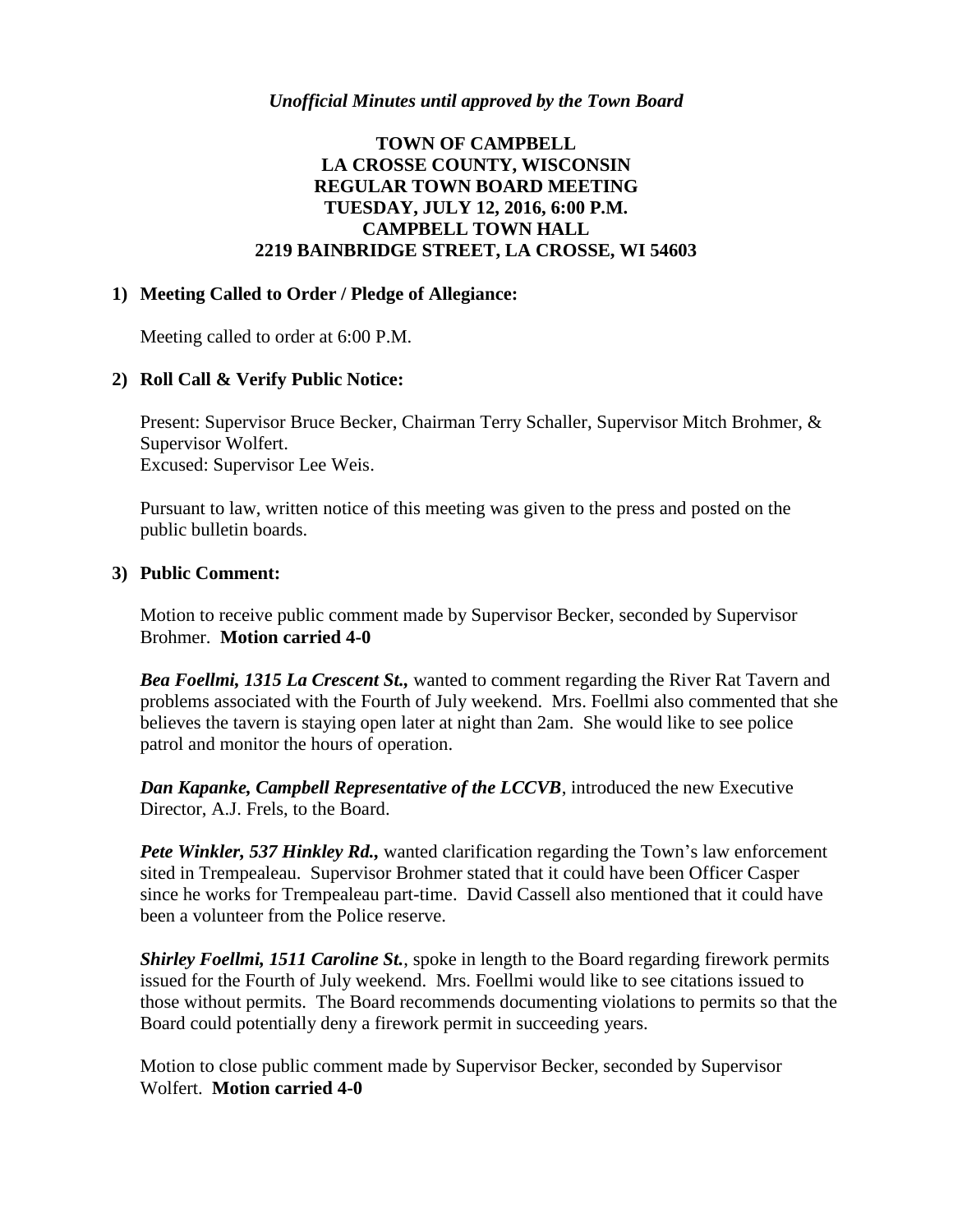*Unofficial Minutes until approved by the Town Board*

# TOWN OF CAMPBELL
## LA CROSSE COUNTY, WISCONSIN
## REGULAR TOWN BOARD MEETING
## TUESDAY, JULY 12, 2016, 6:00 P.M.
## CAMPBELL TOWN HALL
## 2219 BAINBRIDGE STREET, LA CROSSE, WI 54603

**1) Meeting Called to Order / Pledge of Allegiance:**

Meeting called to order at 6:00 P.M.

**2) Roll Call & Verify Public Notice:**

Present: Supervisor Bruce Becker, Chairman Terry Schaller, Supervisor Mitch Brohmer, & Supervisor Wolfert.
Excused: Supervisor Lee Weis.

Pursuant to law, written notice of this meeting was given to the press and posted on the public bulletin boards.

**3) Public Comment:**

Motion to receive public comment made by Supervisor Becker, seconded by Supervisor Brohmer. **Motion carried 4-0**

***Bea Foellmi, 1315 La Crescent St.,*** wanted to comment regarding the River Rat Tavern and problems associated with the Fourth of July weekend. Mrs. Foellmi also commented that she believes the tavern is staying open later at night than 2am. She would like to see police patrol and monitor the hours of operation.

***Dan Kapanke, Campbell Representative of the LCCVB***, introduced the new Executive Director, A.J. Frels, to the Board.

***Pete Winkler, 537 Hinkley Rd.,*** wanted clarification regarding the Town's law enforcement sited in Trempealeau. Supervisor Brohmer stated that it could have been Officer Casper since he works for Trempealeau part-time. David Cassell also mentioned that it could have been a volunteer from the Police reserve.

***Shirley Foellmi, 1511 Caroline St.***, spoke in length to the Board regarding firework permits issued for the Fourth of July weekend. Mrs. Foellmi would like to see citations issued to those without permits. The Board recommends documenting violations to permits so that the Board could potentially deny a firework permit in succeeding years.

Motion to close public comment made by Supervisor Becker, seconded by Supervisor Wolfert. **Motion carried 4-0**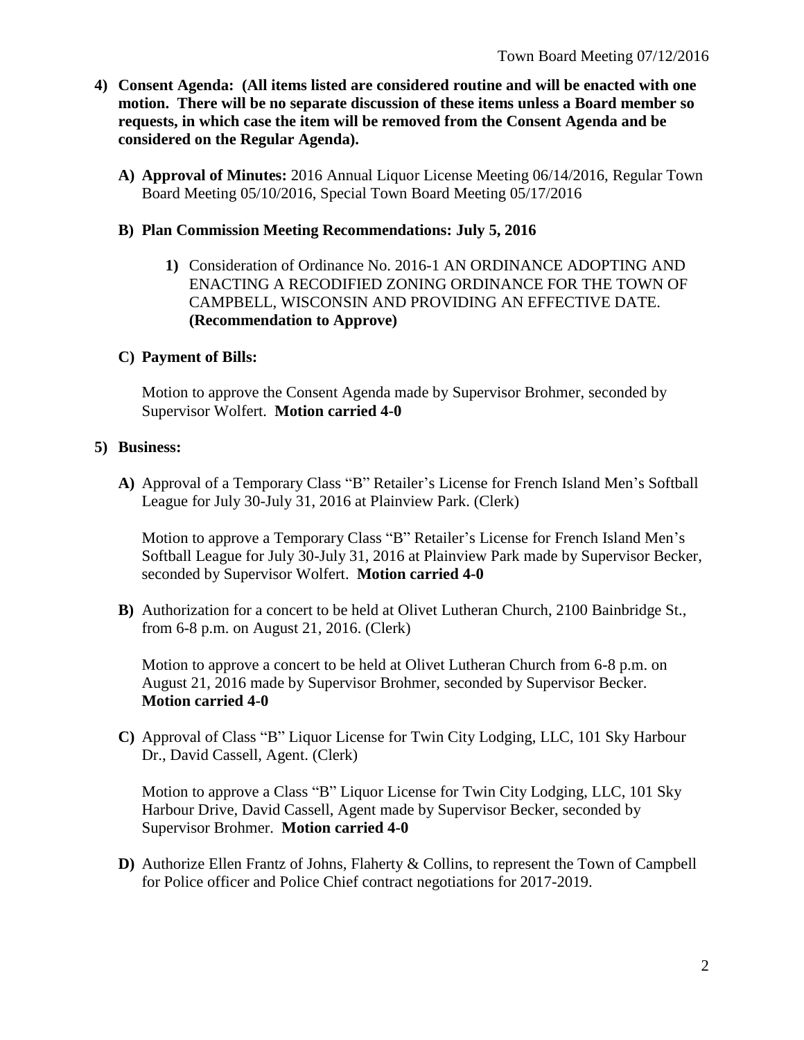**4) Consent Agenda: (All items listed are considered routine and will be enacted with one motion. There will be no separate discussion of these items unless a Board member so requests, in which case the item will be removed from the Consent Agenda and be considered on the Regular Agenda).**

**A) Approval of Minutes:** 2016 Annual Liquor License Meeting 06/14/2016, Regular Town Board Meeting 05/10/2016, Special Town Board Meeting 05/17/2016

**B) Plan Commission Meeting Recommendations: July 5, 2016**

**1)** Consideration of Ordinance No. 2016-1 AN ORDINANCE ADOPTING AND ENACTING A RECODIFIED ZONING ORDINANCE FOR THE TOWN OF CAMPBELL, WISCONSIN AND PROVIDING AN EFFECTIVE DATE. **(Recommendation to Approve)**

**C) Payment of Bills:**

Motion to approve the Consent Agenda made by Supervisor Brohmer, seconded by Supervisor Wolfert. **Motion carried 4-0**

**5) Business:**

**A)** Approval of a Temporary Class "B" Retailer's License for French Island Men's Softball League for July 30-July 31, 2016 at Plainview Park. (Clerk)

Motion to approve a Temporary Class "B" Retailer's License for French Island Men's Softball League for July 30-July 31, 2016 at Plainview Park made by Supervisor Becker, seconded by Supervisor Wolfert. **Motion carried 4-0**

**B)** Authorization for a concert to be held at Olivet Lutheran Church, 2100 Bainbridge St., from 6-8 p.m. on August 21, 2016. (Clerk)

Motion to approve a concert to be held at Olivet Lutheran Church from 6-8 p.m. on August 21, 2016 made by Supervisor Brohmer, seconded by Supervisor Becker. **Motion carried 4-0**

**C)** Approval of Class "B" Liquor License for Twin City Lodging, LLC, 101 Sky Harbour Dr., David Cassell, Agent. (Clerk)

Motion to approve a Class "B" Liquor License for Twin City Lodging, LLC, 101 Sky Harbour Drive, David Cassell, Agent made by Supervisor Becker, seconded by Supervisor Brohmer. **Motion carried 4-0**

**D)** Authorize Ellen Frantz of Johns, Flaherty & Collins, to represent the Town of Campbell for Police officer and Police Chief contract negotiations for 2017-2019.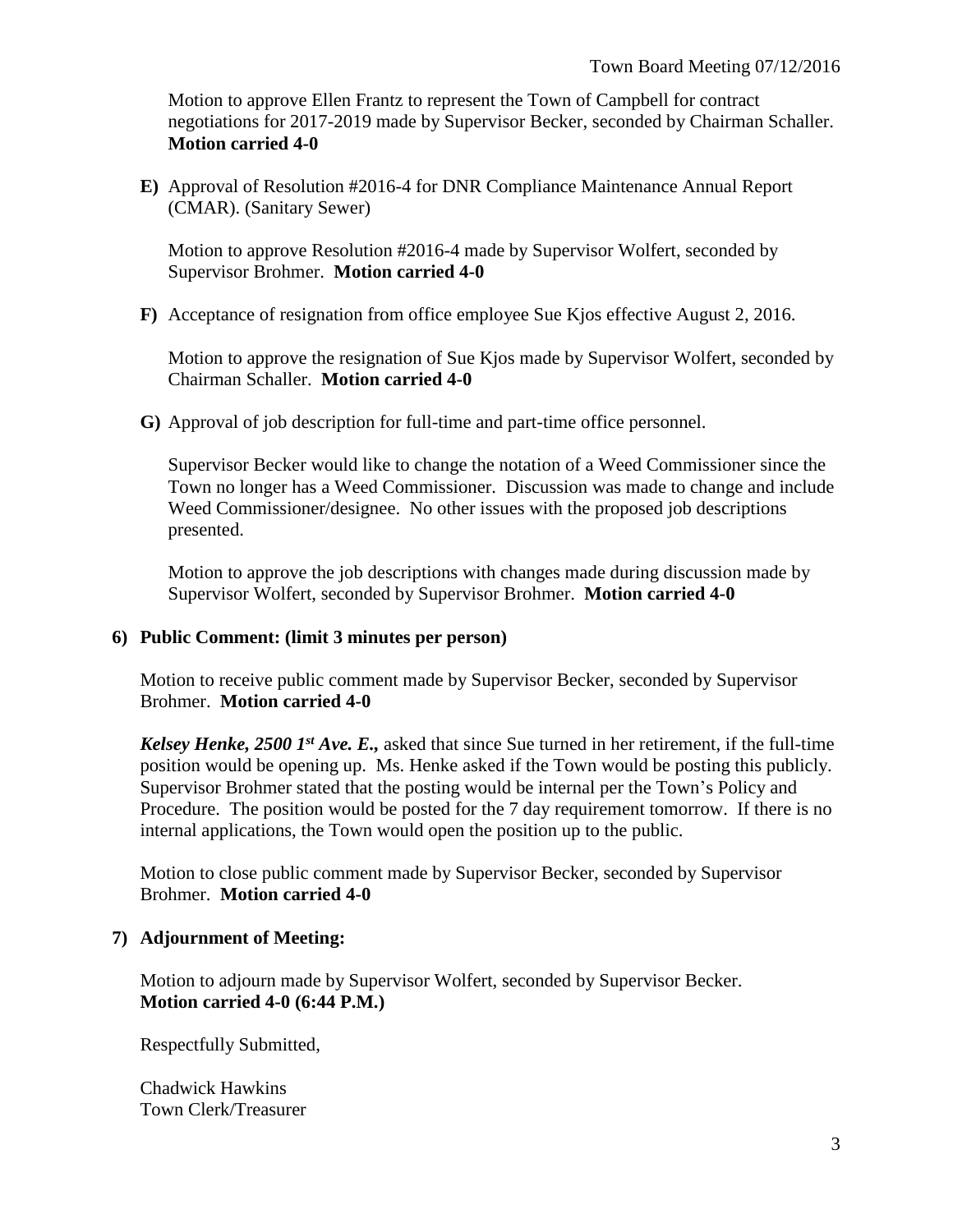Motion to approve Ellen Frantz to represent the Town of Campbell for contract negotiations for 2017-2019 made by Supervisor Becker, seconded by Chairman Schaller. **Motion carried 4-0**

**E)** Approval of Resolution #2016-4 for DNR Compliance Maintenance Annual Report (CMAR). (Sanitary Sewer)

Motion to approve Resolution #2016-4 made by Supervisor Wolfert, seconded by Supervisor Brohmer. **Motion carried 4-0**

**F)** Acceptance of resignation from office employee Sue Kjos effective August 2, 2016.

Motion to approve the resignation of Sue Kjos made by Supervisor Wolfert, seconded by Chairman Schaller. **Motion carried 4-0**

**G)** Approval of job description for full-time and part-time office personnel.

Supervisor Becker would like to change the notation of a Weed Commissioner since the Town no longer has a Weed Commissioner. Discussion was made to change and include Weed Commissioner/designee. No other issues with the proposed job descriptions presented.

Motion to approve the job descriptions with changes made during discussion made by Supervisor Wolfert, seconded by Supervisor Brohmer. **Motion carried 4-0**

## 6) Public Comment: (limit 3 minutes per person)

Motion to receive public comment made by Supervisor Becker, seconded by Supervisor Brohmer. **Motion carried 4-0**

***Kelsey Henke, 2500 1st Ave. E.,*** asked that since Sue turned in her retirement, if the full-time position would be opening up. Ms. Henke asked if the Town would be posting this publicly. Supervisor Brohmer stated that the posting would be internal per the Town's Policy and Procedure. The position would be posted for the 7 day requirement tomorrow. If there is no internal applications, the Town would open the position up to the public.

Motion to close public comment made by Supervisor Becker, seconded by Supervisor Brohmer. **Motion carried 4-0**

## 7) Adjournment of Meeting:

Motion to adjourn made by Supervisor Wolfert, seconded by Supervisor Becker. **Motion carried 4-0 (6:44 P.M.)**

Respectfully Submitted,

Chadwick Hawkins
Town Clerk/Treasurer